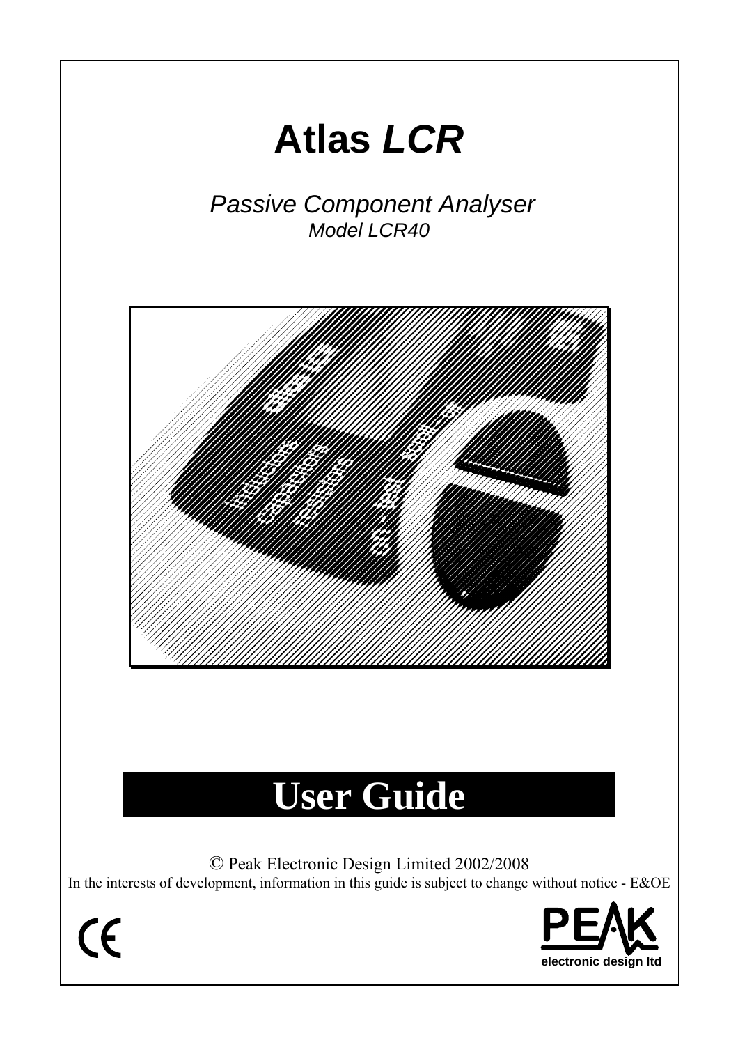# Atlas *LCR*

*Passive Component Analyser*
*Model LCR40*

# User Guide

© Peak Electronic Design Limited 2002/2008
In the interests of development, information in this guide is subject to change without notice - E&OE

CE

PEAK
electronic design ltd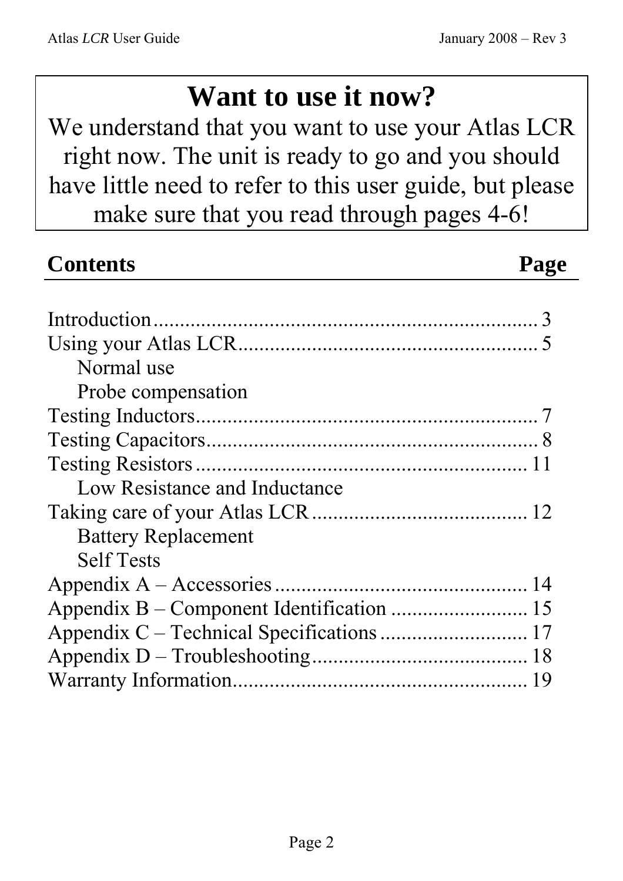## Want to use it now?

We understand that you want to use your Atlas LCR right now. The unit is ready to go and you should have little need to refer to this user guide, but please make sure that you read through pages 4-6!

## Contents

| Contents | Page |
| --- | --- |
| Introduction | 3 |
| Using your Atlas LCR | 5 |
| &nbsp;&nbsp;&nbsp;&nbsp;Normal use | |
| &nbsp;&nbsp;&nbsp;&nbsp;Probe compensation | |
| Testing Inductors | 7 |
| Testing Capacitors | 8 |
| Testing Resistors | 11 |
| &nbsp;&nbsp;&nbsp;&nbsp;Low Resistance and Inductance | |
| Taking care of your Atlas LCR | 12 |
| &nbsp;&nbsp;&nbsp;&nbsp;Battery Replacement | |
| &nbsp;&nbsp;&nbsp;&nbsp;Self Tests | |
| Appendix A – Accessories | 14 |
| Appendix B – Component Identification | 15 |
| Appendix C – Technical Specifications | 17 |
| Appendix D – Troubleshooting | 18 |
| Warranty Information | 19 |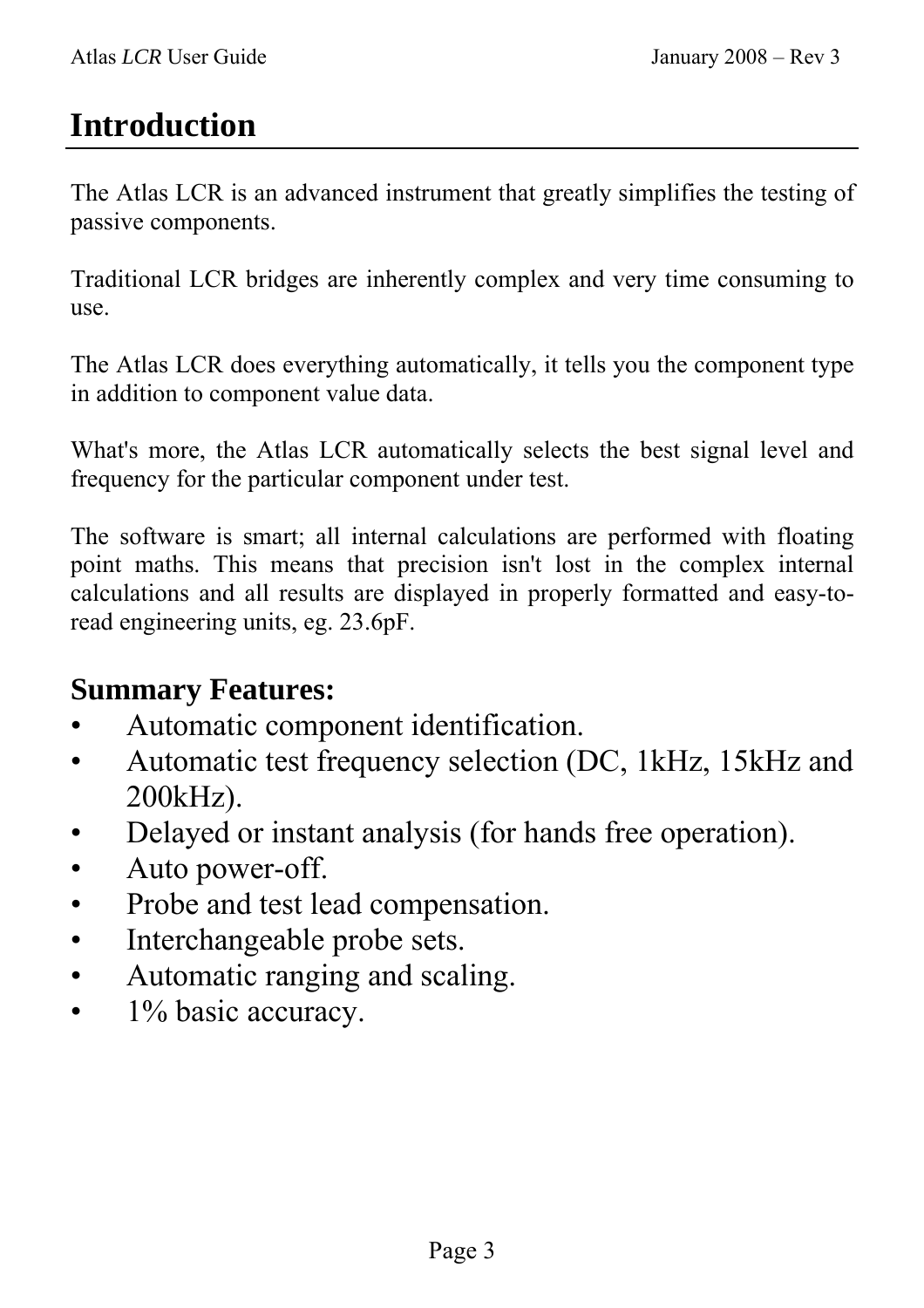# Introduction

The Atlas LCR is an advanced instrument that greatly simplifies the testing of passive components.

Traditional LCR bridges are inherently complex and very time consuming to use.

The Atlas LCR does everything automatically, it tells you the component type in addition to component value data.

What's more, the Atlas LCR automatically selects the best signal level and frequency for the particular component under test.

The software is smart; all internal calculations are performed with floating point maths. This means that precision isn't lost in the complex internal calculations and all results are displayed in properly formatted and easy-to-read engineering units, eg. 23.6pF.

## Summary Features:

- Automatic component identification.
- Automatic test frequency selection (DC, 1kHz, 15kHz and 200kHz).
- Delayed or instant analysis (for hands free operation).
- Auto power-off.
- Probe and test lead compensation.
- Interchangeable probe sets.
- Automatic ranging and scaling.
- 1% basic accuracy.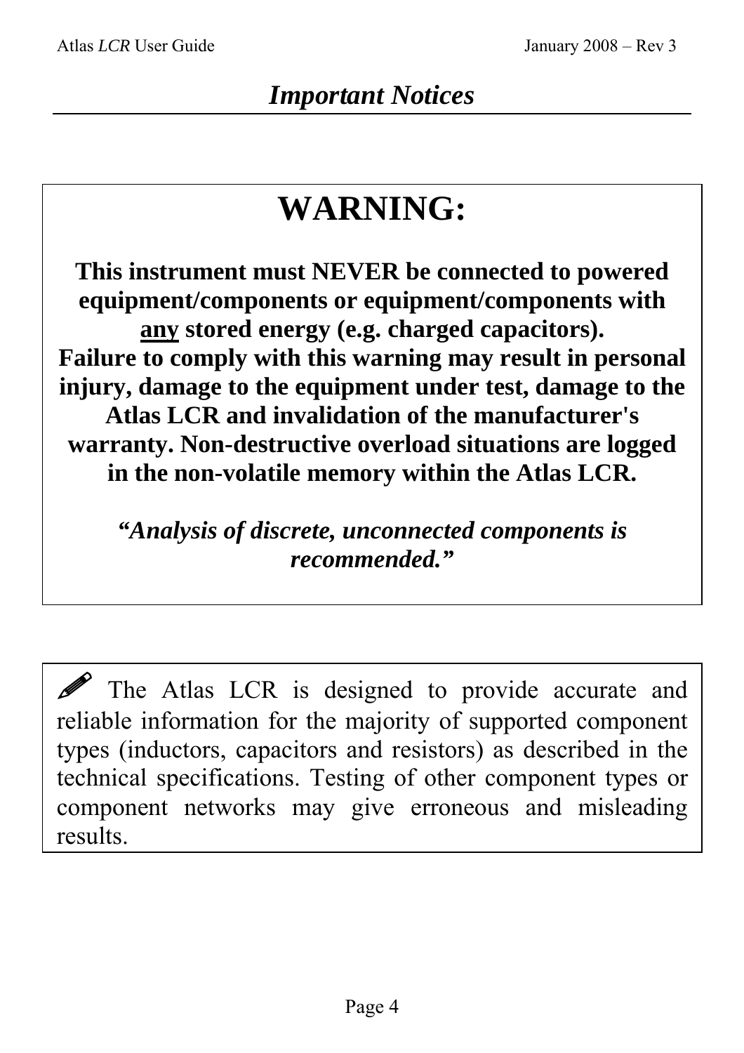# *Important Notices*

## WARNING:

**This instrument must NEVER be connected to powered equipment/components or equipment/components with <u>any</u> stored energy (e.g. charged capacitors). Failure to comply with this warning may result in personal injury, damage to the equipment under test, damage to the Atlas LCR and invalidation of the manufacturer's warranty. Non-destructive overload situations are logged in the non-volatile memory within the Atlas LCR.**

***"Analysis of discrete, unconnected components is recommended."***

✎ The Atlas LCR is designed to provide accurate and reliable information for the majority of supported component types (inductors, capacitors and resistors) as described in the technical specifications. Testing of other component types or component networks may give erroneous and misleading results.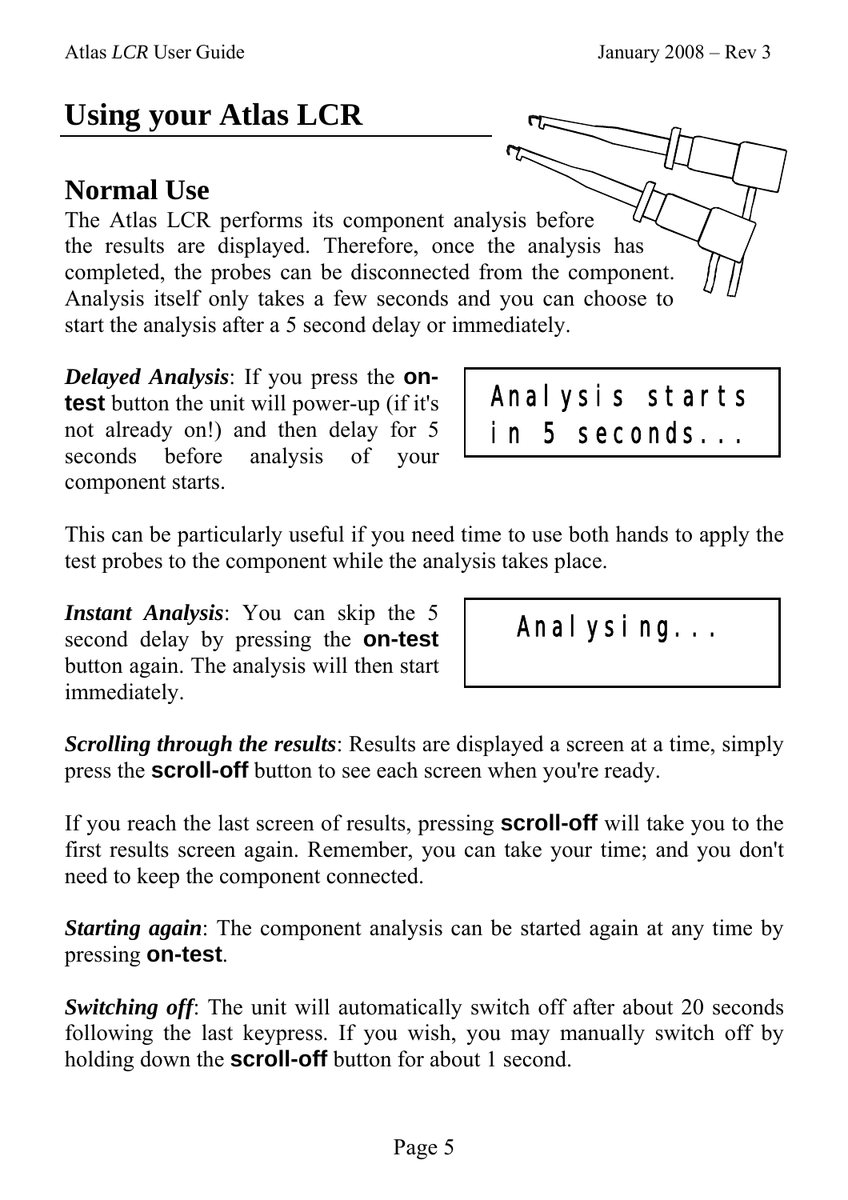# Using your Atlas LCR

## Normal Use

The Atlas LCR performs its component analysis before the results are displayed. Therefore, once the analysis has completed, the probes can be disconnected from the component. Analysis itself only takes a few seconds and you can choose to start the analysis after a 5 second delay or immediately.

***Delayed Analysis***: If you press the **on-test** button the unit will power-up (if it's not already on!) and then delay for 5 seconds before analysis of your component starts.

```
Analysis starts
in 5 seconds...
```

This can be particularly useful if you need time to use both hands to apply the test probes to the component while the analysis takes place.

***Instant Analysis***: You can skip the 5 second delay by pressing the **on-test** button again. The analysis will then start immediately.

```
Analysing...
```

***Scrolling through the results***: Results are displayed a screen at a time, simply press the **scroll-off** button to see each screen when you're ready.

If you reach the last screen of results, pressing **scroll-off** will take you to the first results screen again. Remember, you can take your time; and you don't need to keep the component connected.

***Starting again***: The component analysis can be started again at any time by pressing **on-test**.

***Switching off***: The unit will automatically switch off after about 20 seconds following the last keypress. If you wish, you may manually switch off by holding down the **scroll-off** button for about 1 second.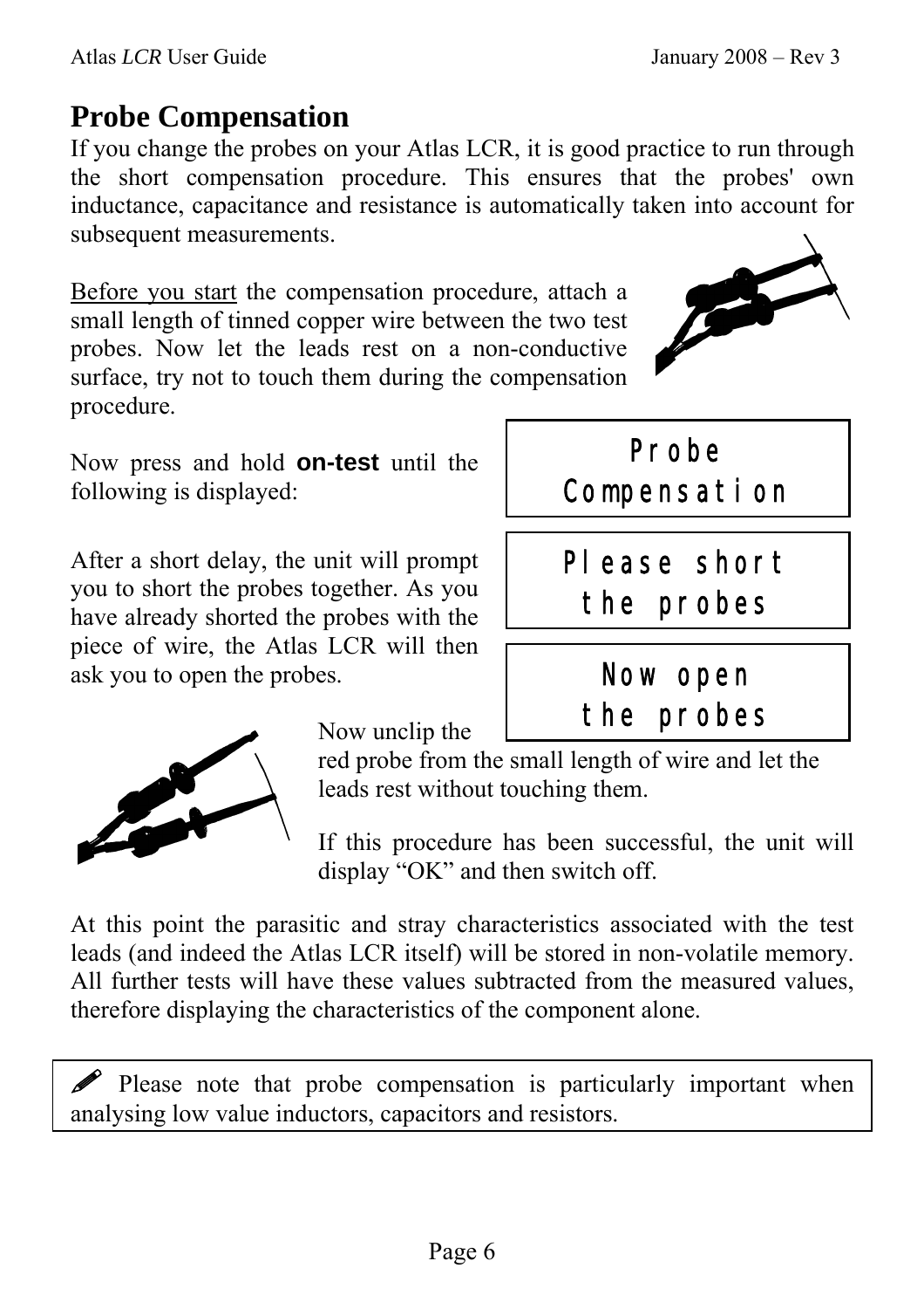## Probe Compensation

If you change the probes on your Atlas LCR, it is good practice to run through the short compensation procedure. This ensures that the probes' own inductance, capacitance and resistance is automatically taken into account for subsequent measurements.

Before you start the compensation procedure, attach a small length of tinned copper wire between the two test probes. Now let the leads rest on a non-conductive surface, try not to touch them during the compensation procedure.

Now press and hold **on-test** until the following is displayed:

```
Probe
Compensation
```

After a short delay, the unit will prompt you to short the probes together. As you have already shorted the probes with the piece of wire, the Atlas LCR will then ask you to open the probes.

```
Please short
the probes
```

```
Now open
the probes
```

Now unclip the red probe from the small length of wire and let the leads rest without touching them.

If this procedure has been successful, the unit will display "OK" and then switch off.

At this point the parasitic and stray characteristics associated with the test leads (and indeed the Atlas LCR itself) will be stored in non-volatile memory. All further tests will have these values subtracted from the measured values, therefore displaying the characteristics of the component alone.

> ✎ Please note that probe compensation is particularly important when analysing low value inductors, capacitors and resistors.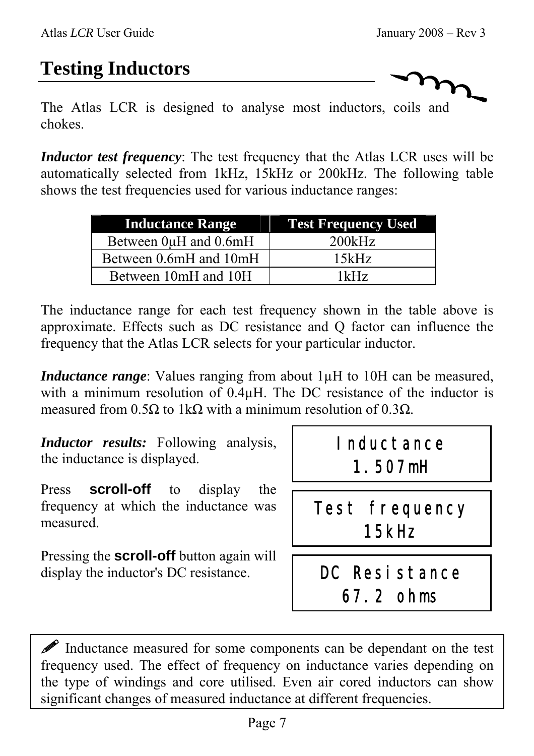# Testing Inductors

The Atlas LCR is designed to analyse most inductors, coils and chokes.

***Inductor test frequency***: The test frequency that the Atlas LCR uses will be automatically selected from 1kHz, 15kHz or 200kHz. The following table shows the test frequencies used for various inductance ranges:

| Inductance Range | Test Frequency Used |
|---|---|
| Between 0µH and 0.6mH | 200kHz |
| Between 0.6mH and 10mH | 15kHz |
| Between 10mH and 10H | 1kHz |

The inductance range for each test frequency shown in the table above is approximate. Effects such as DC resistance and Q factor can influence the frequency that the Atlas LCR selects for your particular inductor.

***Inductance range***: Values ranging from about 1µH to 10H can be measured, with a minimum resolution of 0.4µH. The DC resistance of the inductor is measured from 0.5Ω to 1kΩ with a minimum resolution of 0.3Ω.

***Inductor results:*** Following analysis, the inductance is displayed.

```
Inductance
 1.507mH
```

Press **scroll-off** to display the frequency at which the inductance was measured.

```
Test frequency
    15kHz
```

Pressing the **scroll-off** button again will display the inductor's DC resistance.

```
DC Resistance
  67.2 ohms
```

✎ Inductance measured for some components can be dependant on the test frequency used. The effect of frequency on inductance varies depending on the type of windings and core utilised. Even air cored inductors can show significant changes of measured inductance at different frequencies.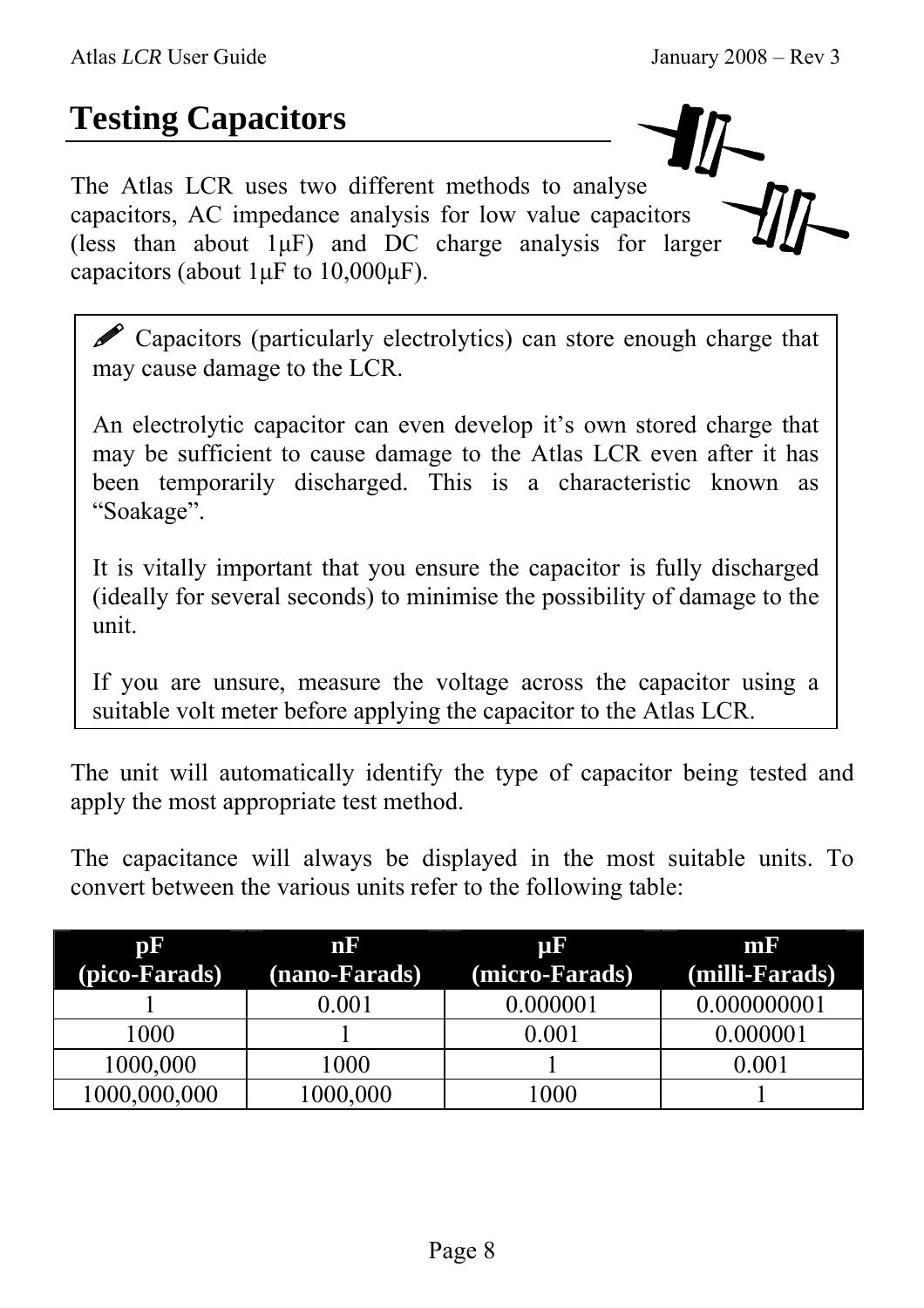# Testing Capacitors

The Atlas LCR uses two different methods to analyse capacitors, AC impedance analysis for low value capacitors (less than about 1µF) and DC charge analysis for larger capacitors (about 1µF to 10,000µF).

> ✎ Capacitors (particularly electrolytics) can store enough charge that may cause damage to the LCR.
>
> An electrolytic capacitor can even develop it's own stored charge that may be sufficient to cause damage to the Atlas LCR even after it has been temporarily discharged. This is a characteristic known as "Soakage".
>
> It is vitally important that you ensure the capacitor is fully discharged (ideally for several seconds) to minimise the possibility of damage to the unit.
>
> If you are unsure, measure the voltage across the capacitor using a suitable volt meter before applying the capacitor to the Atlas LCR.

The unit will automatically identify the type of capacitor being tested and apply the most appropriate test method.

The capacitance will always be displayed in the most suitable units. To convert between the various units refer to the following table:

| **pF (pico-Farads)** | **nF (nano-Farads)** | **µF (micro-Farads)** | **mF (milli-Farads)** |
|---|---|---|---|
| 1 | 0.001 | 0.000001 | 0.000000001 |
| 1000 | 1 | 0.001 | 0.000001 |
| 1000,000 | 1000 | 1 | 0.001 |
| 1000,000,000 | 1000,000 | 1000 | 1 |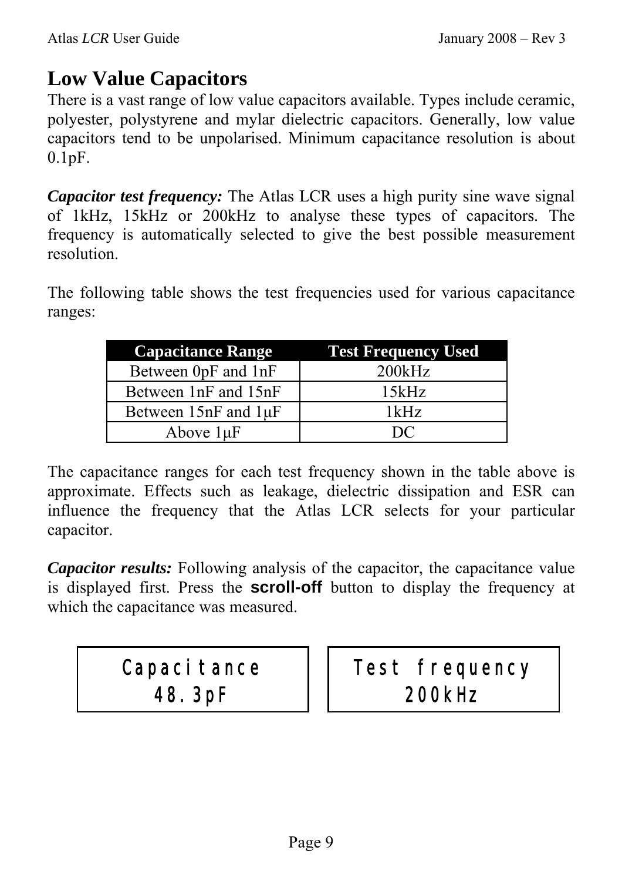## Low Value Capacitors

There is a vast range of low value capacitors available. Types include ceramic, polyester, polystyrene and mylar dielectric capacitors. Generally, low value capacitors tend to be unpolarised. Minimum capacitance resolution is about 0.1pF.

***Capacitor test frequency:*** The Atlas LCR uses a high purity sine wave signal of 1kHz, 15kHz or 200kHz to analyse these types of capacitors. The frequency is automatically selected to give the best possible measurement resolution.

The following table shows the test frequencies used for various capacitance ranges:

| Capacitance Range | Test Frequency Used |
|---|---|
| Between 0pF and 1nF | 200kHz |
| Between 1nF and 15nF | 15kHz |
| Between 15nF and 1µF | 1kHz |
| Above 1µF | DC |

The capacitance ranges for each test frequency shown in the table above is approximate. Effects such as leakage, dielectric dissipation and ESR can influence the frequency that the Atlas LCR selects for your particular capacitor.

***Capacitor results:*** Following analysis of the capacitor, the capacitance value is displayed first. Press the **scroll-off** button to display the frequency at which the capacitance was measured.

```
Capacitance
  48.3pF
```

```
Test frequency
    200kHz
```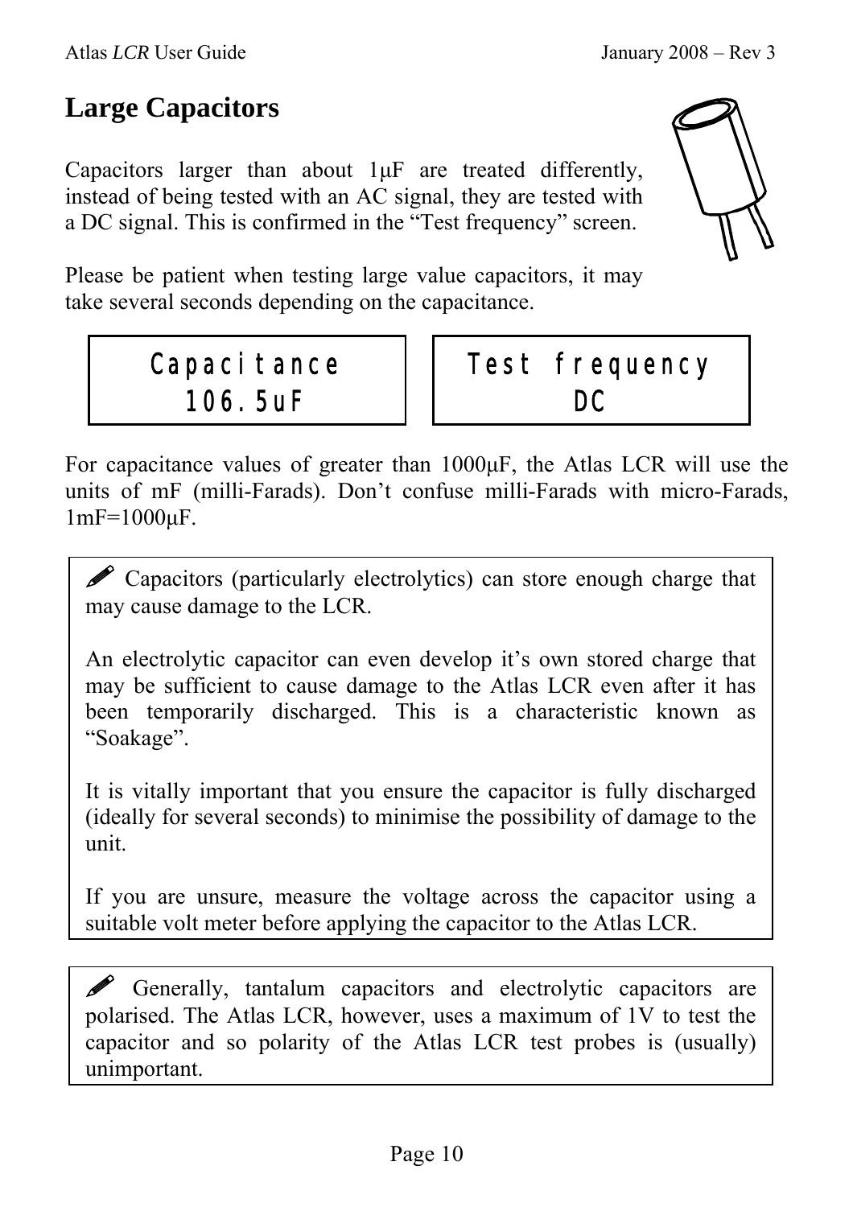# Large Capacitors

Capacitors larger than about 1μF are treated differently, instead of being tested with an AC signal, they are tested with a DC signal. This is confirmed in the "Test frequency" screen.

Please be patient when testing large value capacitors, it may take several seconds depending on the capacitance.

```
Capacitance
  106.5uF
```

```
Test frequency
      DC
```

For capacitance values of greater than 1000μF, the Atlas LCR will use the units of mF (milli-Farads). Don't confuse milli-Farads with micro-Farads, 1mF=1000μF.

> ✏ Capacitors (particularly electrolytics) can store enough charge that may cause damage to the LCR.
>
> An electrolytic capacitor can even develop it's own stored charge that may be sufficient to cause damage to the Atlas LCR even after it has been temporarily discharged. This is a characteristic known as "Soakage".
>
> It is vitally important that you ensure the capacitor is fully discharged (ideally for several seconds) to minimise the possibility of damage to the unit.
>
> If you are unsure, measure the voltage across the capacitor using a suitable volt meter before applying the capacitor to the Atlas LCR.

> ✏ Generally, tantalum capacitors and electrolytic capacitors are polarised. The Atlas LCR, however, uses a maximum of 1V to test the capacitor and so polarity of the Atlas LCR test probes is (usually) unimportant.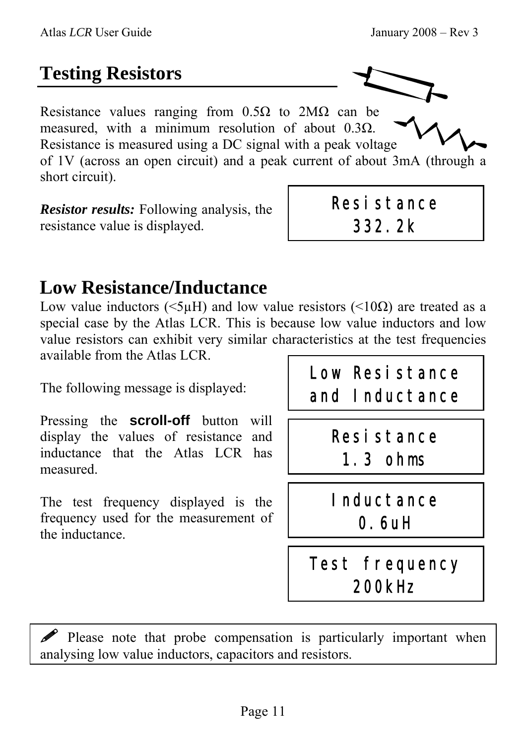## Testing Resistors

Resistance values ranging from 0.5Ω to 2MΩ can be measured, with a minimum resolution of about 0.3Ω. Resistance is measured using a DC signal with a peak voltage of 1V (across an open circuit) and a peak current of about 3mA (through a short circuit).

***Resistor results:*** Following analysis, the resistance value is displayed.

```
Resistance
  332.2k
```

## Low Resistance/Inductance

Low value inductors (<5µH) and low value resistors (<10Ω) are treated as a special case by the Atlas LCR. This is because low value inductors and low value resistors can exhibit very similar characteristics at the test frequencies available from the Atlas LCR.

The following message is displayed:

```
Low Resistance
and Inductance
```

Pressing the **scroll-off** button will display the values of resistance and inductance that the Atlas LCR has measured.

```
Resistance
 1.3 ohms
```

The test frequency displayed is the frequency used for the measurement of the inductance.

```
Inductance
  0.6uH
```

```
Test frequency
    200kHz
```

✎ Please note that probe compensation is particularly important when analysing low value inductors, capacitors and resistors.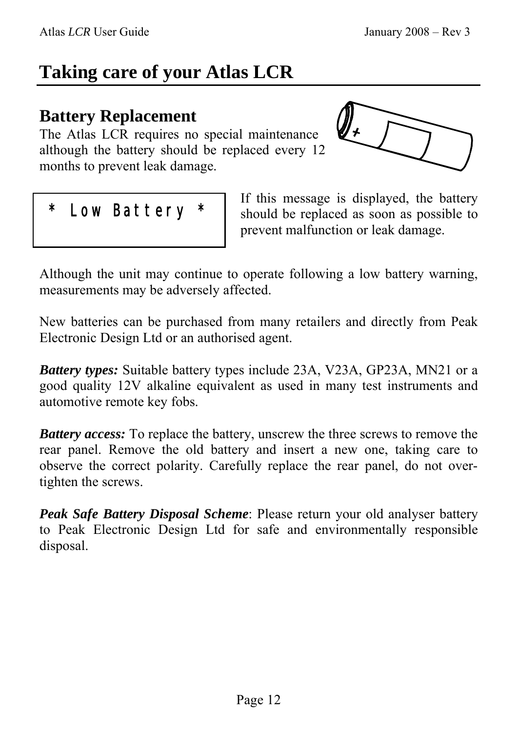# Taking care of your Atlas LCR

## Battery Replacement

The Atlas LCR requires no special maintenance although the battery should be replaced every 12 months to prevent leak damage.

```
* Low Battery *
```

If this message is displayed, the battery should be replaced as soon as possible to prevent malfunction or leak damage.

Although the unit may continue to operate following a low battery warning, measurements may be adversely affected.

New batteries can be purchased from many retailers and directly from Peak Electronic Design Ltd or an authorised agent.

***Battery types:*** Suitable battery types include 23A, V23A, GP23A, MN21 or a good quality 12V alkaline equivalent as used in many test instruments and automotive remote key fobs.

***Battery access:*** To replace the battery, unscrew the three screws to remove the rear panel. Remove the old battery and insert a new one, taking care to observe the correct polarity. Carefully replace the rear panel, do not over-tighten the screws.

***Peak Safe Battery Disposal Scheme***: Please return your old analyser battery to Peak Electronic Design Ltd for safe and environmentally responsible disposal.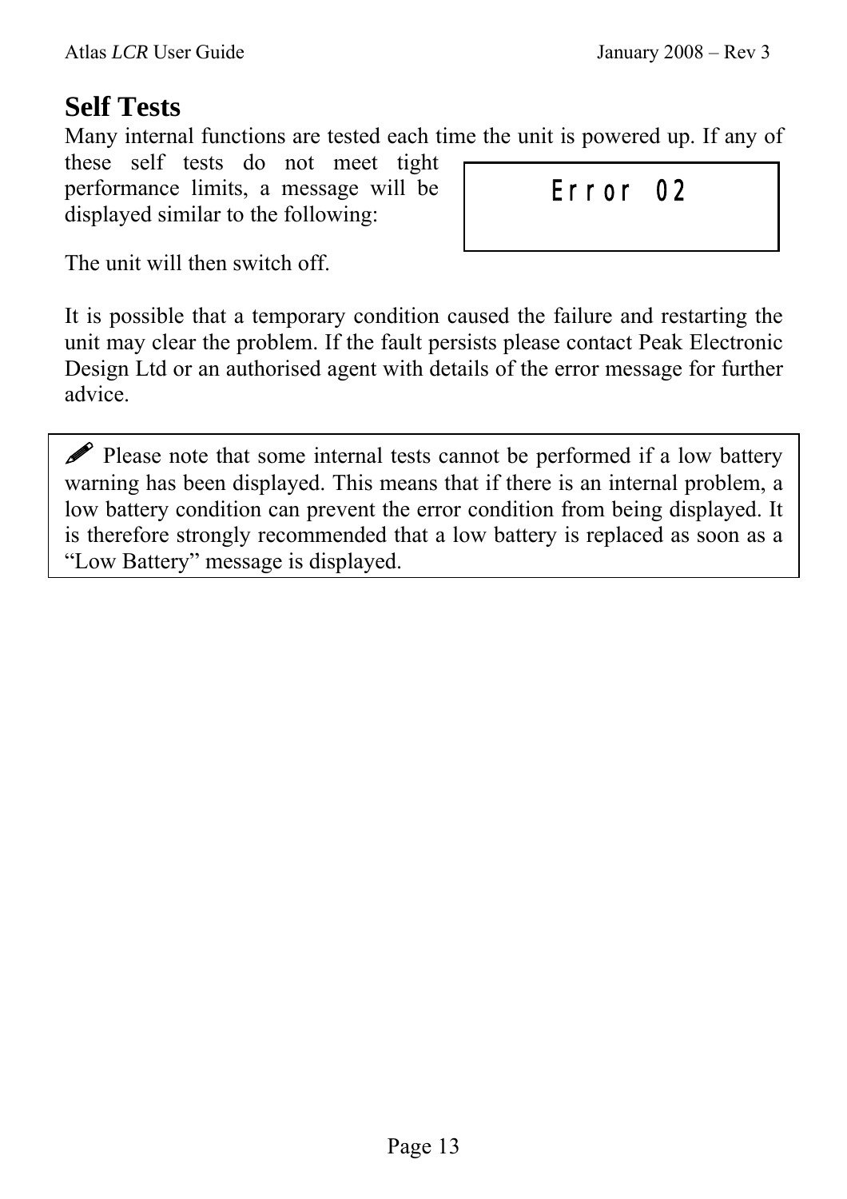## Self Tests

Many internal functions are tested each time the unit is powered up. If any of these self tests do not meet tight performance limits, a message will be displayed similar to the following:

```
Error 02
```

The unit will then switch off.

It is possible that a temporary condition caused the failure and restarting the unit may clear the problem. If the fault persists please contact Peak Electronic Design Ltd or an authorised agent with details of the error message for further advice.

> ✎ Please note that some internal tests cannot be performed if a low battery warning has been displayed. This means that if there is an internal problem, a low battery condition can prevent the error condition from being displayed. It is therefore strongly recommended that a low battery is replaced as soon as a "Low Battery" message is displayed.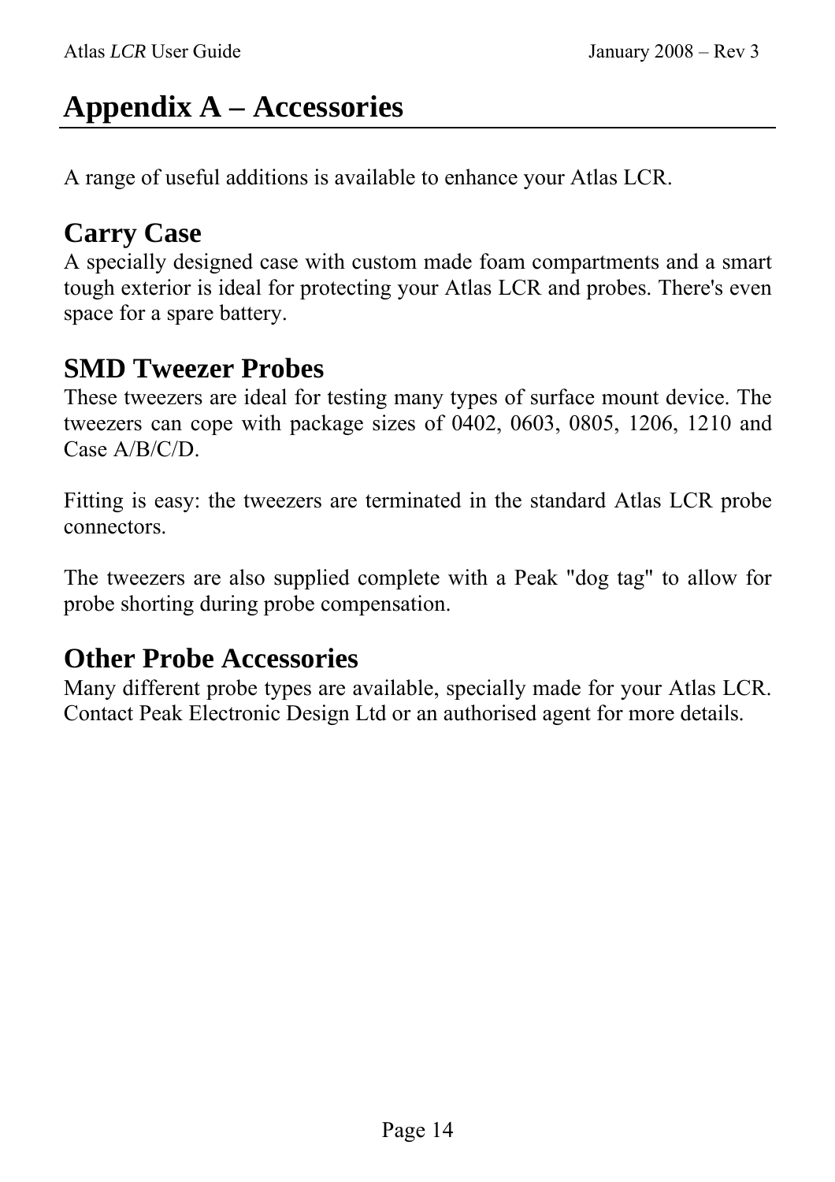# Appendix A – Accessories

A range of useful additions is available to enhance your Atlas LCR.

## Carry Case

A specially designed case with custom made foam compartments and a smart tough exterior is ideal for protecting your Atlas LCR and probes. There's even space for a spare battery.

## SMD Tweezer Probes

These tweezers are ideal for testing many types of surface mount device. The tweezers can cope with package sizes of 0402, 0603, 0805, 1206, 1210 and Case A/B/C/D.

Fitting is easy: the tweezers are terminated in the standard Atlas LCR probe connectors.

The tweezers are also supplied complete with a Peak "dog tag" to allow for probe shorting during probe compensation.

## Other Probe Accessories

Many different probe types are available, specially made for your Atlas LCR. Contact Peak Electronic Design Ltd or an authorised agent for more details.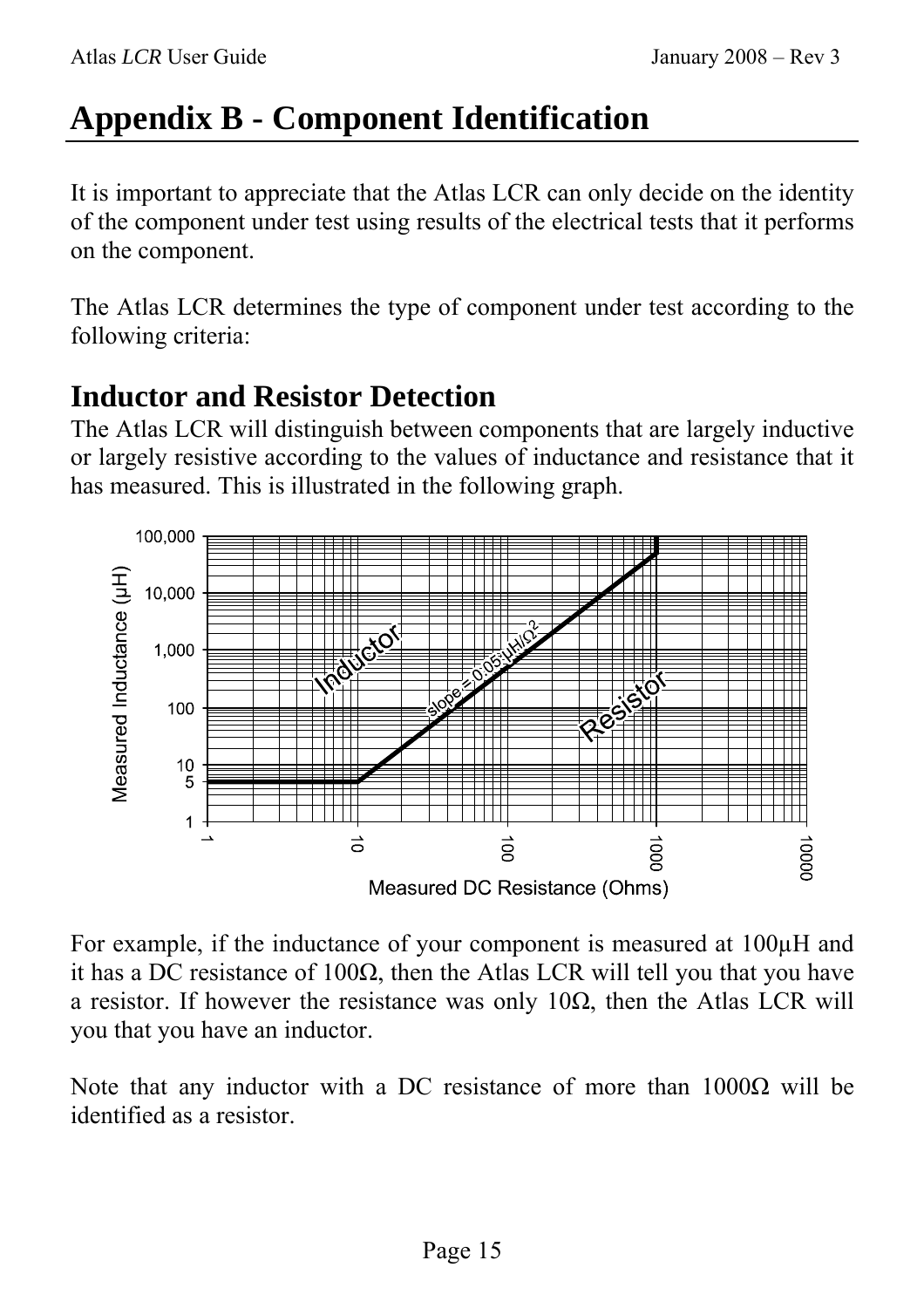# Appendix B - Component Identification

It is important to appreciate that the Atlas LCR can only decide on the identity of the component under test using results of the electrical tests that it performs on the component.

The Atlas LCR determines the type of component under test according to the following criteria:

## Inductor and Resistor Detection

The Atlas LCR will distinguish between components that are largely inductive or largely resistive according to the values of inductance and resistance that it has measured. This is illustrated in the following graph.

For example, if the inductance of your component is measured at 100µH and it has a DC resistance of 100Ω, then the Atlas LCR will tell you that you have a resistor. If however the resistance was only 10Ω, then the Atlas LCR will you that you have an inductor.

Note that any inductor with a DC resistance of more than 1000Ω will be identified as a resistor.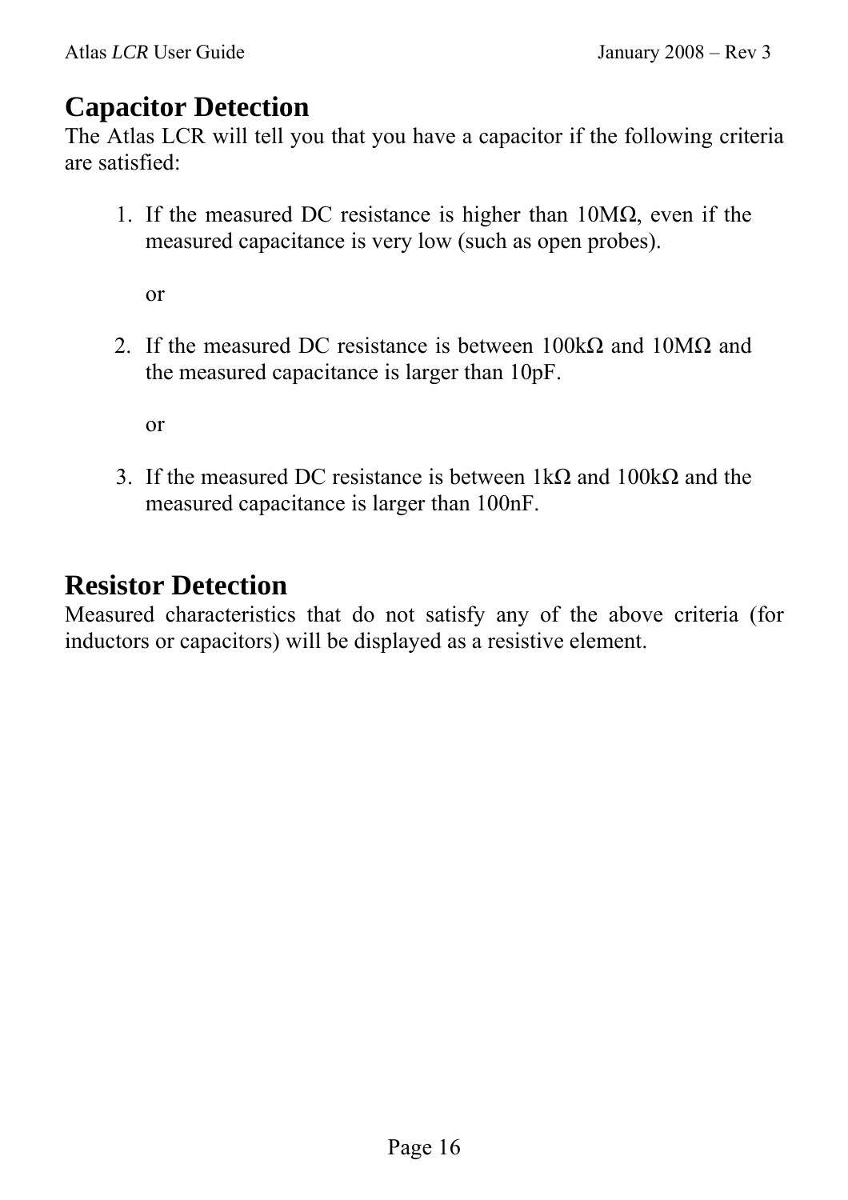# Capacitor Detection

The Atlas LCR will tell you that you have a capacitor if the following criteria are satisfied:

1. If the measured DC resistance is higher than 10MΩ, even if the measured capacitance is very low (such as open probes).

   or

2. If the measured DC resistance is between 100kΩ and 10MΩ and the measured capacitance is larger than 10pF.

   or

3. If the measured DC resistance is between 1kΩ and 100kΩ and the measured capacitance is larger than 100nF.

# Resistor Detection

Measured characteristics that do not satisfy any of the above criteria (for inductors or capacitors) will be displayed as a resistive element.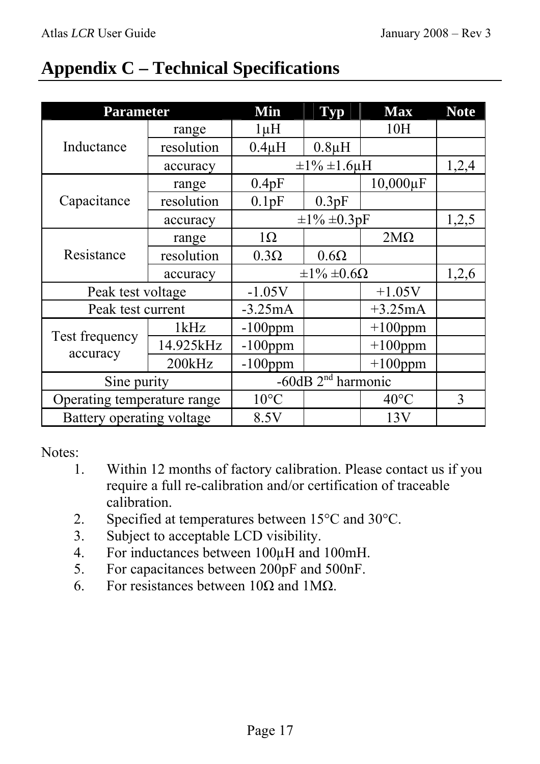# Appendix C – Technical Specifications

| Parameter | | Min | Typ | Max | Note |
|---|---|---|---|---|---|
| Inductance | range | 1µH | | 10H | |
| | resolution | 0.4µH | 0.8µH | | |
| | accuracy | ±1% ±1.6µH | | | 1,2,4 |
| Capacitance | range | 0.4pF | | 10,000µF | |
| | resolution | 0.1pF | 0.3pF | | |
| | accuracy | ±1% ±0.3pF | | | 1,2,5 |
| Resistance | range | 1Ω | | 2MΩ | |
| | resolution | 0.3Ω | 0.6Ω | | |
| | accuracy | ±1% ±0.6Ω | | | 1,2,6 |
| Peak test voltage | | -1.05V | | +1.05V | |
| Peak test current | | -3.25mA | | +3.25mA | |
| Test frequency accuracy | 1kHz | -100ppm | | +100ppm | |
| | 14.925kHz | -100ppm | | +100ppm | |
| | 200kHz | -100ppm | | +100ppm | |
| Sine purity | | -60dB 2nd harmonic | | | |
| Operating temperature range | | 10°C | | 40°C | 3 |
| Battery operating voltage | | 8.5V | | 13V | |

Notes:

1. Within 12 months of factory calibration. Please contact us if you require a full re-calibration and/or certification of traceable calibration.
2. Specified at temperatures between 15°C and 30°C.
3. Subject to acceptable LCD visibility.
4. For inductances between 100µH and 100mH.
5. For capacitances between 200pF and 500nF.
6. For resistances between 10Ω and 1MΩ.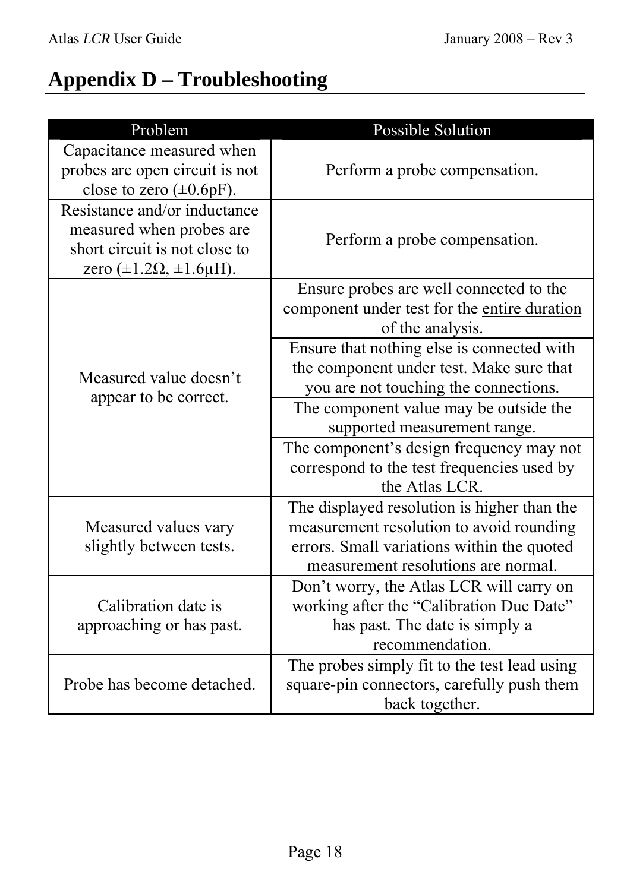# Appendix D – Troubleshooting

| Problem | Possible Solution |
|---|---|
| Capacitance measured when probes are open circuit is not close to zero (±0.6pF). | Perform a probe compensation. |
| Resistance and/or inductance measured when probes are short circuit is not close to zero (±1.2Ω, ±1.6µH). | Perform a probe compensation. |
| Measured value doesn't appear to be correct. | Ensure probes are well connected to the component under test for the <u>entire duration</u> of the analysis. |
| | Ensure that nothing else is connected with the component under test. Make sure that you are not touching the connections. |
| | The component value may be outside the supported measurement range. |
| | The component's design frequency may not correspond to the test frequencies used by the Atlas LCR. |
| Measured values vary slightly between tests. | The displayed resolution is higher than the measurement resolution to avoid rounding errors. Small variations within the quoted measurement resolutions are normal. |
| Calibration date is approaching or has past. | Don't worry, the Atlas LCR will carry on working after the "Calibration Due Date" has past. The date is simply a recommendation. |
| Probe has become detached. | The probes simply fit to the test lead using square-pin connectors, carefully push them back together. |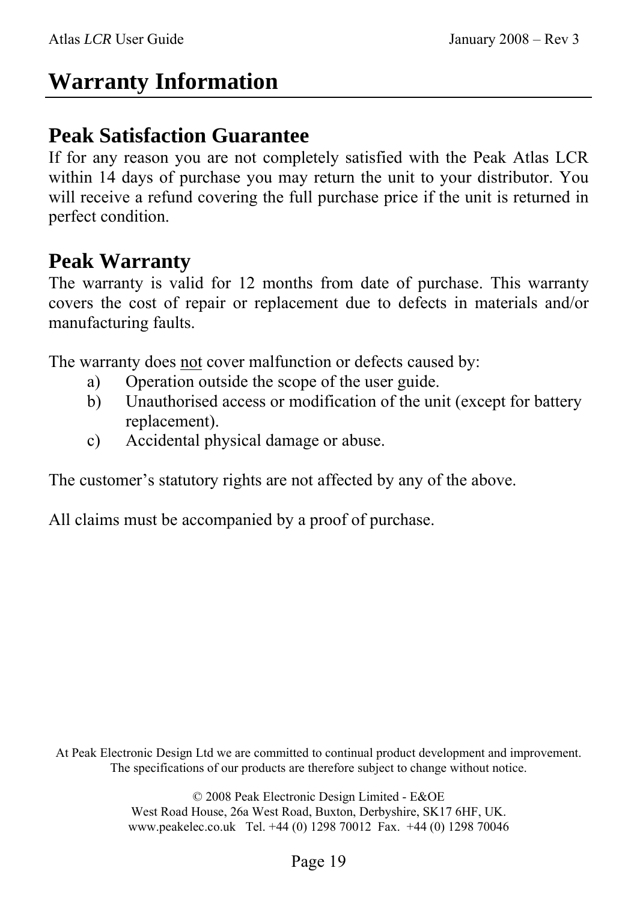# Warranty Information

## Peak Satisfaction Guarantee

If for any reason you are not completely satisfied with the Peak Atlas LCR within 14 days of purchase you may return the unit to your distributor. You will receive a refund covering the full purchase price if the unit is returned in perfect condition.

## Peak Warranty

The warranty is valid for 12 months from date of purchase. This warranty covers the cost of repair or replacement due to defects in materials and/or manufacturing faults.

The warranty does <u>not</u> cover malfunction or defects caused by:

a) Operation outside the scope of the user guide.
b) Unauthorised access or modification of the unit (except for battery replacement).
c) Accidental physical damage or abuse.

The customer's statutory rights are not affected by any of the above.

All claims must be accompanied by a proof of purchase.

At Peak Electronic Design Ltd we are committed to continual product development and improvement. The specifications of our products are therefore subject to change without notice.

© 2008 Peak Electronic Design Limited - E&OE
West Road House, 26a West Road, Buxton, Derbyshire, SK17 6HF, UK.
www.peakelec.co.uk Tel. +44 (0) 1298 70012 Fax. +44 (0) 1298 70046